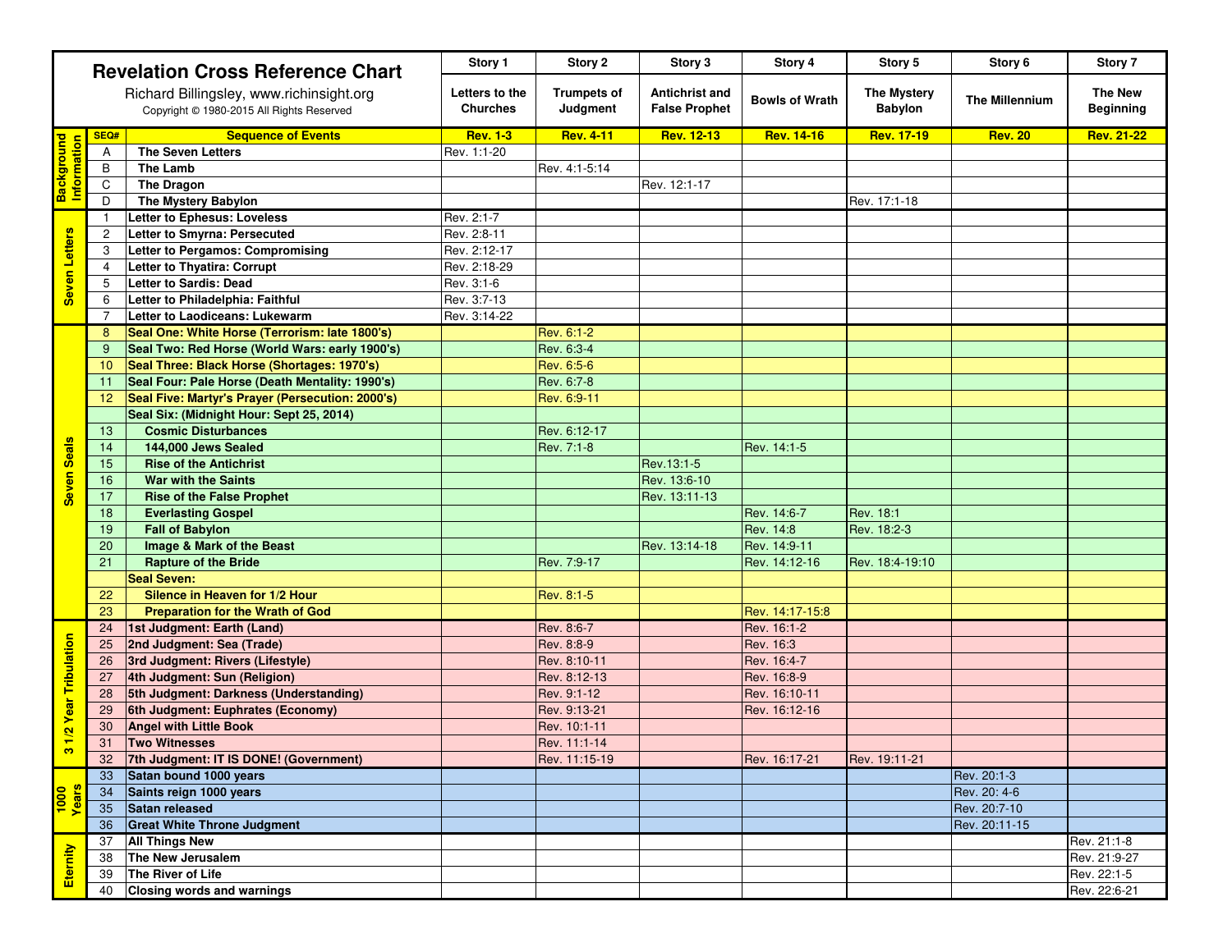# Revelation Cross Reference Chart

Richard Billingsley, www.richinsight.org

Copyright © 1980-2015 All Rights Reserved

| Section | SEQ# | Sequence of Events | Story 1: Letters to the Churches (Rev. 1-3) | Story 2: Trumpets of Judgment (Rev. 4-11) | Story 3: Antichrist and False Prophet (Rev. 12-13) | Story 4: Bowls of Wrath (Rev. 14-16) | Story 5: The Mystery Babylon (Rev. 17-19) | Story 6: The Millennium (Rev. 20) | Story 7: The New Beginning (Rev. 21-22) |
|---|---|---|---|---|---|---|---|---|---|
| Background Information | A | The Seven Letters | Rev. 1:1-20 | | | | | | |
| | B | The Lamb | | Rev. 4:1-5:14 | | | | | |
| | C | The Dragon | | | Rev. 12:1-17 | | | | |
| | D | The Mystery Babylon | | | | | Rev. 17:1-18 | | |
| Seven Letters | 1 | Letter to Ephesus: Loveless | Rev. 2:1-7 | | | | | | |
| | 2 | Letter to Smyrna: Persecuted | Rev. 2:8-11 | | | | | | |
| | 3 | Letter to Pergamos: Compromising | Rev. 2:12-17 | | | | | | |
| | 4 | Letter to Thyatira: Corrupt | Rev. 2:18-29 | | | | | | |
| | 5 | Letter to Sardis: Dead | Rev. 3:1-6 | | | | | | |
| | 6 | Letter to Philadelphia: Faithful | Rev. 3:7-13 | | | | | | |
| | 7 | Letter to Laodiceans: Lukewarm | Rev. 3:14-22 | | | | | | |
| Seven Seals | 8 | Seal One: White Horse (Terrorism: late 1800's) | | Rev. 6:1-2 | | | | | |
| | 9 | Seal Two: Red Horse (World Wars: early 1900's) | | Rev. 6:3-4 | | | | | |
| | 10 | Seal Three: Black Horse (Shortages: 1970's) | | Rev. 6:5-6 | | | | | |
| | 11 | Seal Four: Pale Horse (Death Mentality: 1990's) | | Rev. 6:7-8 | | | | | |
| | 12 | Seal Five: Martyr's Prayer (Persecution: 2000's) | | Rev. 6:9-11 | | | | | |
| | | Seal Six: (Midnight Hour: Sept 25, 2014) | | | | | | | |
| | 13 | Cosmic Disturbances | | Rev. 6:12-17 | | | | | |
| | 14 | 144,000 Jews Sealed | | Rev. 7:1-8 | | Rev. 14:1-5 | | | |
| | 15 | Rise of the Antichrist | | | Rev.13:1-5 | | | | |
| | 16 | War with the Saints | | | Rev. 13:6-10 | | | | |
| | 17 | Rise of the False Prophet | | | Rev. 13:11-13 | | | | |
| | 18 | Everlasting Gospel | | | | Rev. 14:6-7 | Rev. 18:1 | | |
| | 19 | Fall of Babylon | | | | Rev. 14:8 | Rev. 18:2-3 | | |
| | 20 | Image & Mark of the Beast | | | Rev. 13:14-18 | Rev. 14:9-11 | | | |
| | 21 | Rapture of the Bride | | Rev. 7:9-17 | | Rev. 14:12-16 | Rev. 18:4-19:10 | | |
| | | Seal Seven: | | | | | | | |
| | 22 | Silence in Heaven for 1/2 Hour | | Rev. 8:1-5 | | | | | |
| | 23 | Preparation for the Wrath of God | | | | Rev. 14:17-15:8 | | | |
| 3 1/2 Year Tribulation | 24 | 1st Judgment: Earth (Land) | | Rev. 8:6-7 | | Rev. 16:1-2 | | | |
| | 25 | 2nd Judgment: Sea (Trade) | | Rev. 8:8-9 | | Rev. 16:3 | | | |
| | 26 | 3rd Judgment: Rivers (Lifestyle) | | Rev. 8:10-11 | | Rev. 16:4-7 | | | |
| | 27 | 4th Judgment: Sun (Religion) | | Rev. 8:12-13 | | Rev. 16:8-9 | | | |
| | 28 | 5th Judgment: Darkness (Understanding) | | Rev. 9:1-12 | | Rev. 16:10-11 | | | |
| | 29 | 6th Judgment: Euphrates (Economy) | | Rev. 9:13-21 | | Rev. 16:12-16 | | | |
| | 30 | Angel with Little Book | | Rev. 10:1-11 | | | | | |
| | 31 | Two Witnesses | | Rev. 11:1-14 | | | | | |
| | 32 | 7th Judgment: IT IS DONE! (Government) | | Rev. 11:15-19 | | Rev. 16:17-21 | Rev. 19:11-21 | | |
| 1000 Years | 33 | Satan bound 1000 years | | | | | | Rev. 20:1-3 | |
| | 34 | Saints reign 1000 years | | | | | | Rev. 20: 4-6 | |
| | 35 | Satan released | | | | | | Rev. 20:7-10 | |
| | 36 | Great White Throne Judgment | | | | | | Rev. 20:11-15 | |
| Eternity | 37 | All Things New | | | | | | | Rev. 21:1-8 |
| | 38 | The New Jerusalem | | | | | | | Rev. 21:9-27 |
| | 39 | The River of Life | | | | | | | Rev. 22:1-5 |
| | 40 | Closing words and warnings | | | | | | | Rev. 22:6-21 |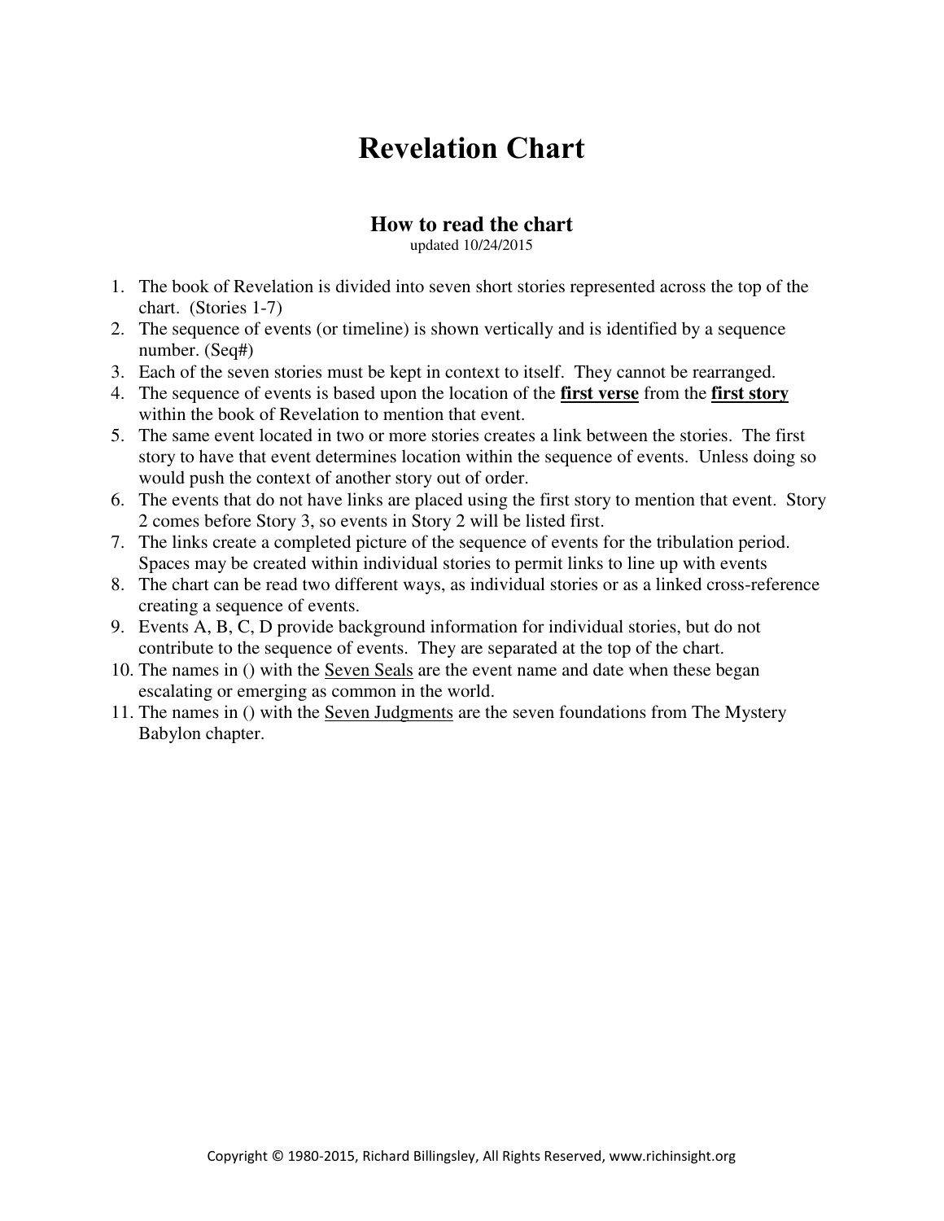# Revelation Chart

## How to read the chart

updated 10/24/2015

1. The book of Revelation is divided into seven short stories represented across the top of the chart. (Stories 1-7)
2. The sequence of events (or timeline) is shown vertically and is identified by a sequence number. (Seq#)
3. Each of the seven stories must be kept in context to itself. They cannot be rearranged.
4. The sequence of events is based upon the location of the **first verse** from the **first story** within the book of Revelation to mention that event.
5. The same event located in two or more stories creates a link between the stories. The first story to have that event determines location within the sequence of events. Unless doing so would push the context of another story out of order.
6. The events that do not have links are placed using the first story to mention that event. Story 2 comes before Story 3, so events in Story 2 will be listed first.
7. The links create a completed picture of the sequence of events for the tribulation period. Spaces may be created within individual stories to permit links to line up with events
8. The chart can be read two different ways, as individual stories or as a linked cross-reference creating a sequence of events.
9. Events A, B, C, D provide background information for individual stories, but do not contribute to the sequence of events. They are separated at the top of the chart.
10. The names in () with the Seven Seals are the event name and date when these began escalating or emerging as common in the world.
11. The names in () with the Seven Judgments are the seven foundations from The Mystery Babylon chapter.

Copyright © 1980-2015, Richard Billingsley, All Rights Reserved, www.richinsight.org